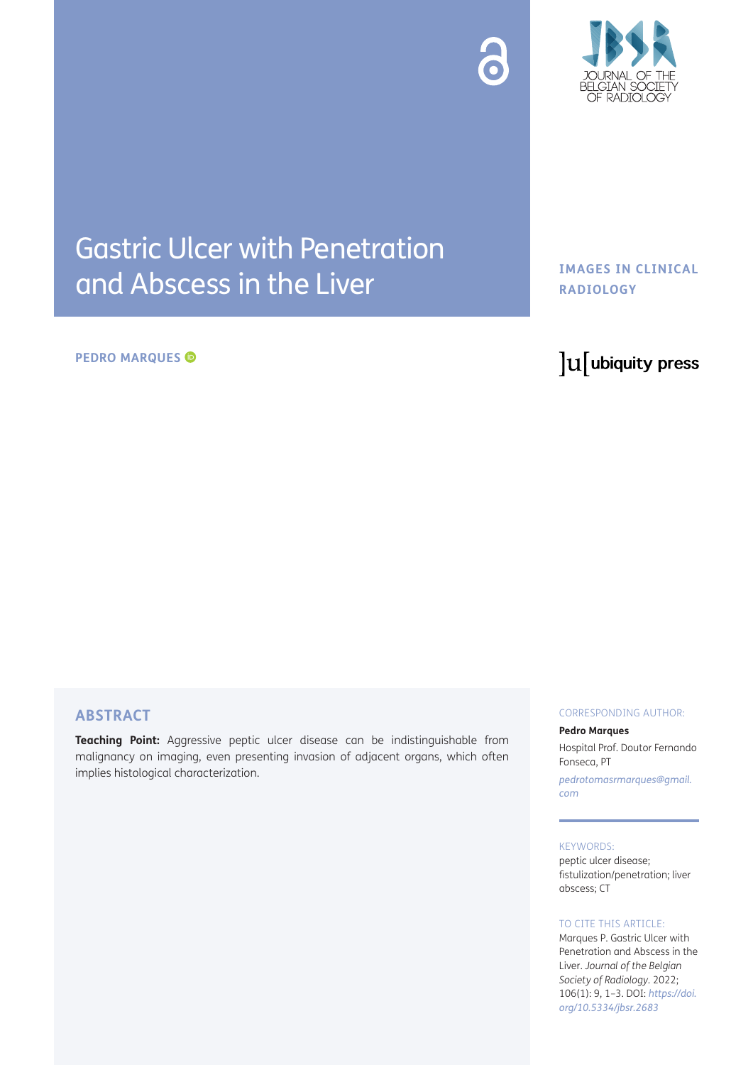# Gastric Ulcer with Penetration and Abscess in the Liver

**IMAGES IN CLINICAL RADIOLOGY**

**PEDRO MARQUES**

## ABSTRACT

**Teaching Point:** Aggressive peptic ulcer disease can be indistinguishable from malignancy on imaging, even presenting invasion of adjacent organs, which often implies histological characterization.

CORRESPONDING AUTHOR:

**Pedro Marques**

Hospital Prof. Doutor Fernando Fonseca, PT

*pedrotomasrmarques@gmail.com*

KEYWORDS:

peptic ulcer disease; fistulization/penetration; liver abscess; CT

TO CITE THIS ARTICLE:

Marques P. Gastric Ulcer with Penetration and Abscess in the Liver. *Journal of the Belgian Society of Radiology*. 2022; 106(1): 9, 1–3. DOI: *https://doi.org/10.5334/jbsr.2683*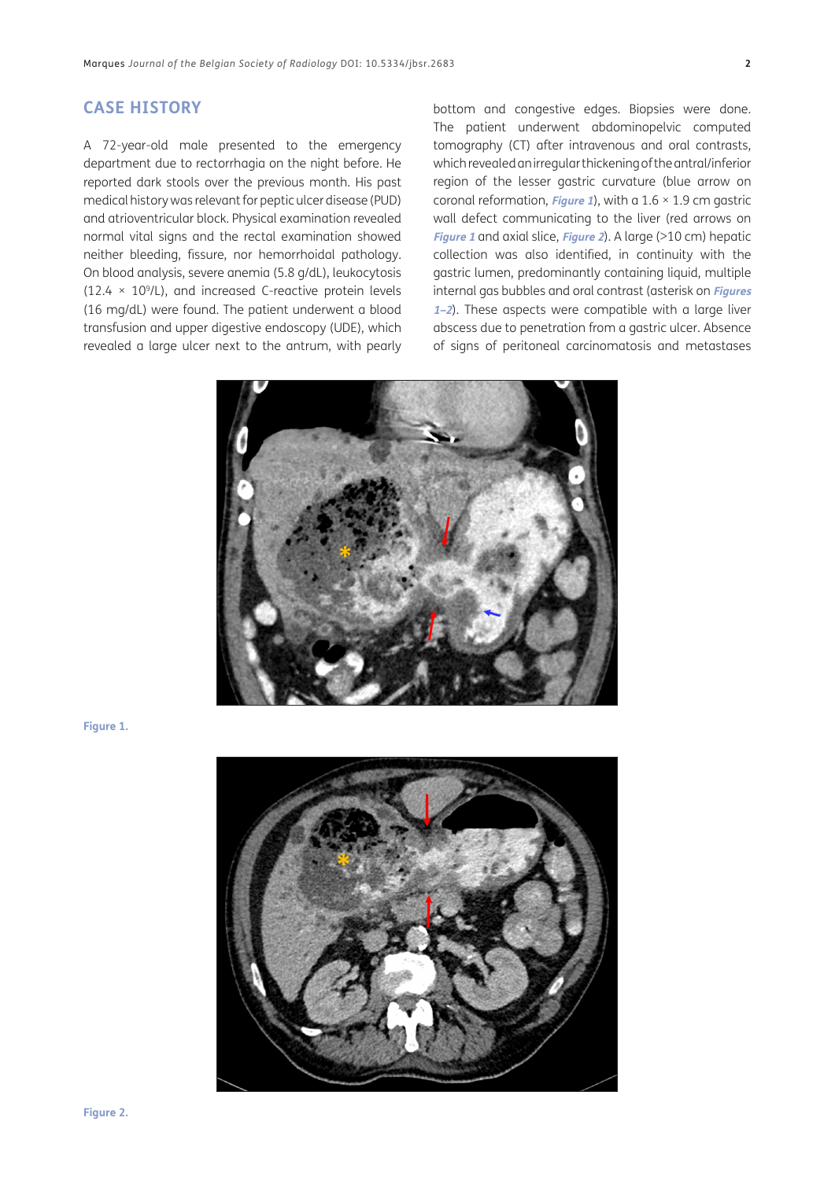## CASE HISTORY

A 72-year-old male presented to the emergency department due to rectorrhagia on the night before. He reported dark stools over the previous month. His past medical history was relevant for peptic ulcer disease (PUD) and atrioventricular block. Physical examination revealed normal vital signs and the rectal examination showed neither bleeding, fissure, nor hemorrhoidal pathology. On blood analysis, severe anemia (5.8 g/dL), leukocytosis ($12.4 \times 10^9$/L), and increased C-reactive protein levels (16 mg/dL) were found. The patient underwent a blood transfusion and upper digestive endoscopy (UDE), which revealed a large ulcer next to the antrum, with pearly bottom and congestive edges. Biopsies were done. The patient underwent abdominopelvic computed tomography (CT) after intravenous and oral contrasts, which revealed an irregular thickening of the antral/inferior region of the lesser gastric curvature (blue arrow on coronal reformation, *Figure 1*), with a 1.6 × 1.9 cm gastric wall defect communicating to the liver (red arrows on *Figure 1* and axial slice, *Figure 2*). A large (>10 cm) hepatic collection was also identified, in continuity with the gastric lumen, predominantly containing liquid, multiple internal gas bubbles and oral contrast (asterisk on *Figures 1–2*). These aspects were compatible with a large liver abscess due to penetration from a gastric ulcer. Absence of signs of peritoneal carcinomatosis and metastases

Figure 1.

Figure 2.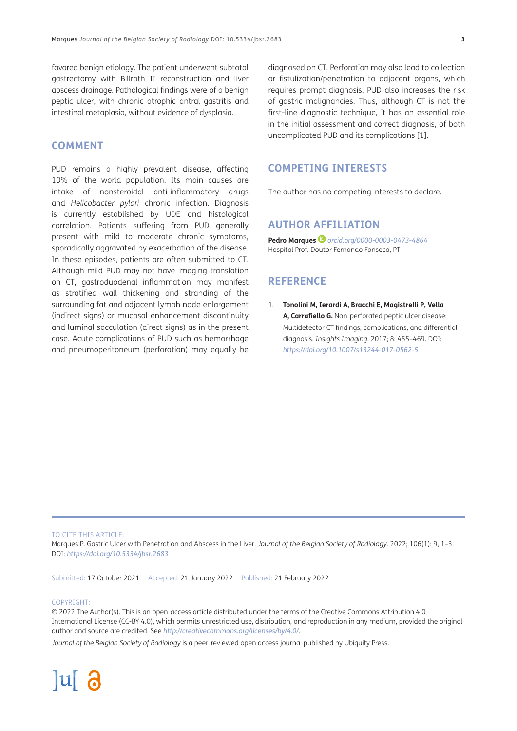favored benign etiology. The patient underwent subtotal gastrectomy with Billroth II reconstruction and liver abscess drainage. Pathological findings were of a benign peptic ulcer, with chronic atrophic antral gastritis and intestinal metaplasia, without evidence of dysplasia.

## COMMENT

PUD remains a highly prevalent disease, affecting 10% of the world population. Its main causes are intake of nonsteroidal anti-inflammatory drugs and *Helicobacter pylori* chronic infection. Diagnosis is currently established by UDE and histological correlation. Patients suffering from PUD generally present with mild to moderate chronic symptoms, sporadically aggravated by exacerbation of the disease. In these episodes, patients are often submitted to CT. Although mild PUD may not have imaging translation on CT, gastroduodenal inflammation may manifest as stratified wall thickening and stranding of the surrounding fat and adjacent lymph node enlargement (indirect signs) or mucosal enhancement discontinuity and luminal sacculation (direct signs) as in the present case. Acute complications of PUD such as hemorrhage and pneumoperitoneum (perforation) may equally be diagnosed on CT. Perforation may also lead to collection or fistulization/penetration to adjacent organs, which requires prompt diagnosis. PUD also increases the risk of gastric malignancies. Thus, although CT is not the first-line diagnostic technique, it has an essential role in the initial assessment and correct diagnosis, of both uncomplicated PUD and its complications [1].

## COMPETING INTERESTS

The author has no competing interests to declare.

## AUTHOR AFFILIATION

**Pedro Marques** *orcid.org/0000-0003-0473-4864*
Hospital Prof. Doutor Fernando Fonseca, PT

## REFERENCE

1. **Tonolini M, Ierardi A, Bracchi E, Magistrelli P, Vella A, Carrafiello G.** Non-perforated peptic ulcer disease: Multidetector CT findings, complications, and differential diagnosis. *Insights Imaging*. 2017; 8: 455–469. DOI: *https://doi.org/10.1007/s13244-017-0562-5*

TO CITE THIS ARTICLE:

Marques P. Gastric Ulcer with Penetration and Abscess in the Liver. *Journal of the Belgian Society of Radiology*. 2022; 106(1): 9, 1–3. DOI: *https://doi.org/10.5334/jbsr.2683*

Submitted: 17 October 2021 Accepted: 21 January 2022 Published: 21 February 2022

COPYRIGHT:

© 2022 The Author(s). This is an open-access article distributed under the terms of the Creative Commons Attribution 4.0 International License (CC-BY 4.0), which permits unrestricted use, distribution, and reproduction in any medium, provided the original author and source are credited. See *http://creativecommons.org/licenses/by/4.0/*.

*Journal of the Belgian Society of Radiology* is a peer-reviewed open access journal published by Ubiquity Press.